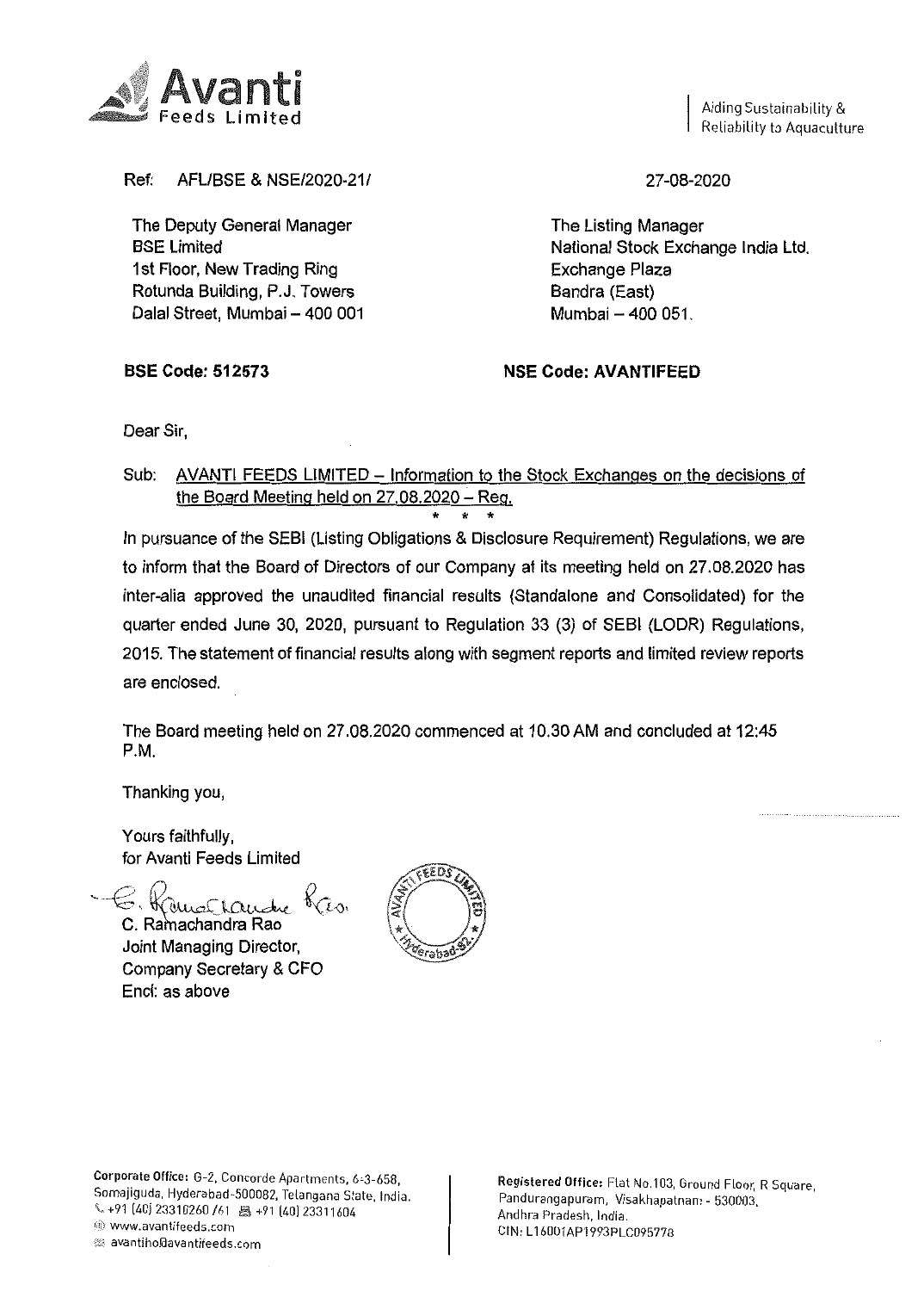**Avanti Feeds Limited**

Aiding Sustainability & Reliability to Aquaculture

Ref: AFL/BSE & NSE/2020-21/

27-08-2020

The Deputy General Manager
BSE Limited
1st Floor, New Trading Ring
Rotunda Building, P.J. Towers
Dalal Street, Mumbai – 400 001

The Listing Manager
National Stock Exchange India Ltd.
Exchange Plaza
Bandra (East)
Mumbai – 400 051.

**BSE Code: 512573**

**NSE Code: AVANTIFEED**

Dear Sir,

Sub: <u>AVANTI FEEDS LIMITED – Information to the Stock Exchanges on the decisions of the Board Meeting held on 27.08.2020 – Reg.</u>

\* \* \*

In pursuance of the SEBI (Listing Obligations & Disclosure Requirement) Regulations, we are to inform that the Board of Directors of our Company at its meeting held on 27.08.2020 has inter-alia approved the unaudited financial results (Standalone and Consolidated) for the quarter ended June 30, 2020, pursuant to Regulation 33 (3) of SEBI (LODR) Regulations, 2015. The statement of financial results along with segment reports and limited review reports are enclosed.

The Board meeting held on 27.08.2020 commenced at 10.30 AM and concluded at 12:45 P.M.

Thanking you,

Yours faithfully,
for Avanti Feeds Limited

C. Ramachandra Rao
Joint Managing Director,
Company Secretary & CFO
Encl: as above

Corporate Office: G-2, Concorde Apartments, 6-3-658, Somajiguda, Hyderabad-500082, Telangana State, India.
+91 (40) 23310260 /61 +91 (40) 23311604
www.avantifeeds.com
avantiho@avantifeeds.com

Registered Office: Flat No.103, Ground Floor, R Square, Pandurangapuram, Visakhapatnam - 530003, Andhra Pradesh, India.
CIN: L16001AP1993PLC095778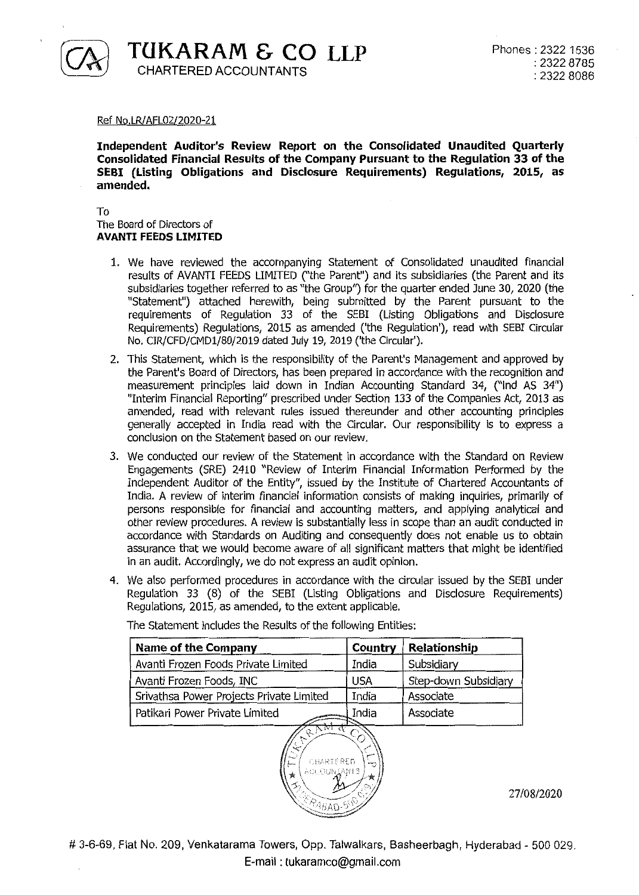# TUKARAM & CO LLP

CHARTERED ACCOUNTANTS

Phones : 2322 1536
: 2322 8785
: 2322 8086

Ref No.LR/AFL02/2020-21

**Independent Auditor's Review Report on the Consolidated Unaudited Quarterly Consolidated Financial Results of the Company Pursuant to the Regulation 33 of the SEBI (Listing Obligations and Disclosure Requirements) Regulations, 2015, as amended.**

To
The Board of Directors of
**AVANTI FEEDS LIMITED**

1. We have reviewed the accompanying Statement of Consolidated unaudited financial results of AVANTI FEEDS LIMITED ("the Parent") and its subsidiaries (the Parent and its subsidiaries together referred to as "the Group") for the quarter ended June 30, 2020 (the "Statement") attached herewith, being submitted by the Parent pursuant to the requirements of Regulation 33 of the SEBI (Listing Obligations and Disclosure Requirements) Regulations, 2015 as amended ('the Regulation'), read with SEBI Circular No. CIR/CFD/CMD1/80/2019 dated July 19, 2019 ('the Circular').

2. This Statement, which is the responsibility of the Parent's Management and approved by the Parent's Board of Directors, has been prepared in accordance with the recognition and measurement principles laid down in Indian Accounting Standard 34, ("Ind AS 34") "Interim Financial Reporting" prescribed under Section 133 of the Companies Act, 2013 as amended, read with relevant rules issued thereunder and other accounting principles generally accepted in India read with the Circular. Our responsibility is to express a conclusion on the Statement based on our review.

3. We conducted our review of the Statement in accordance with the Standard on Review Engagements (SRE) 2410 "Review of Interim Financial Information Performed by the Independent Auditor of the Entity", issued by the Institute of Chartered Accountants of India. A review of interim financial information consists of making inquiries, primarily of persons responsible for financial and accounting matters, and applying analytical and other review procedures. A review is substantially less in scope than an audit conducted in accordance with Standards on Auditing and consequently does not enable us to obtain assurance that we would become aware of all significant matters that might be identified in an audit. Accordingly, we do not express an audit opinion.

4. We also performed procedures in accordance with the circular issued by the SEBI under Regulation 33 (8) of the SEBI (Listing Obligations and Disclosure Requirements) Regulations, 2015, as amended, to the extent applicable.

The Statement includes the Results of the following Entities:

| Name of the Company | Country | Relationship |
|---|---|---|
| Avanti Frozen Foods Private Limited | India | Subsidiary |
| Avanti Frozen Foods, INC | USA | Step-down Subsidiary |
| Srivathsa Power Projects Private Limited | India | Associate |
| Patikari Power Private Limited | India | Associate |

27/08/2020

# 3-6-69, Flat No. 209, Venkatarama Towers, Opp. Talwalkars, Basheerbagh, Hyderabad - 500 029.
E-mail : tukaramco@gmail.com